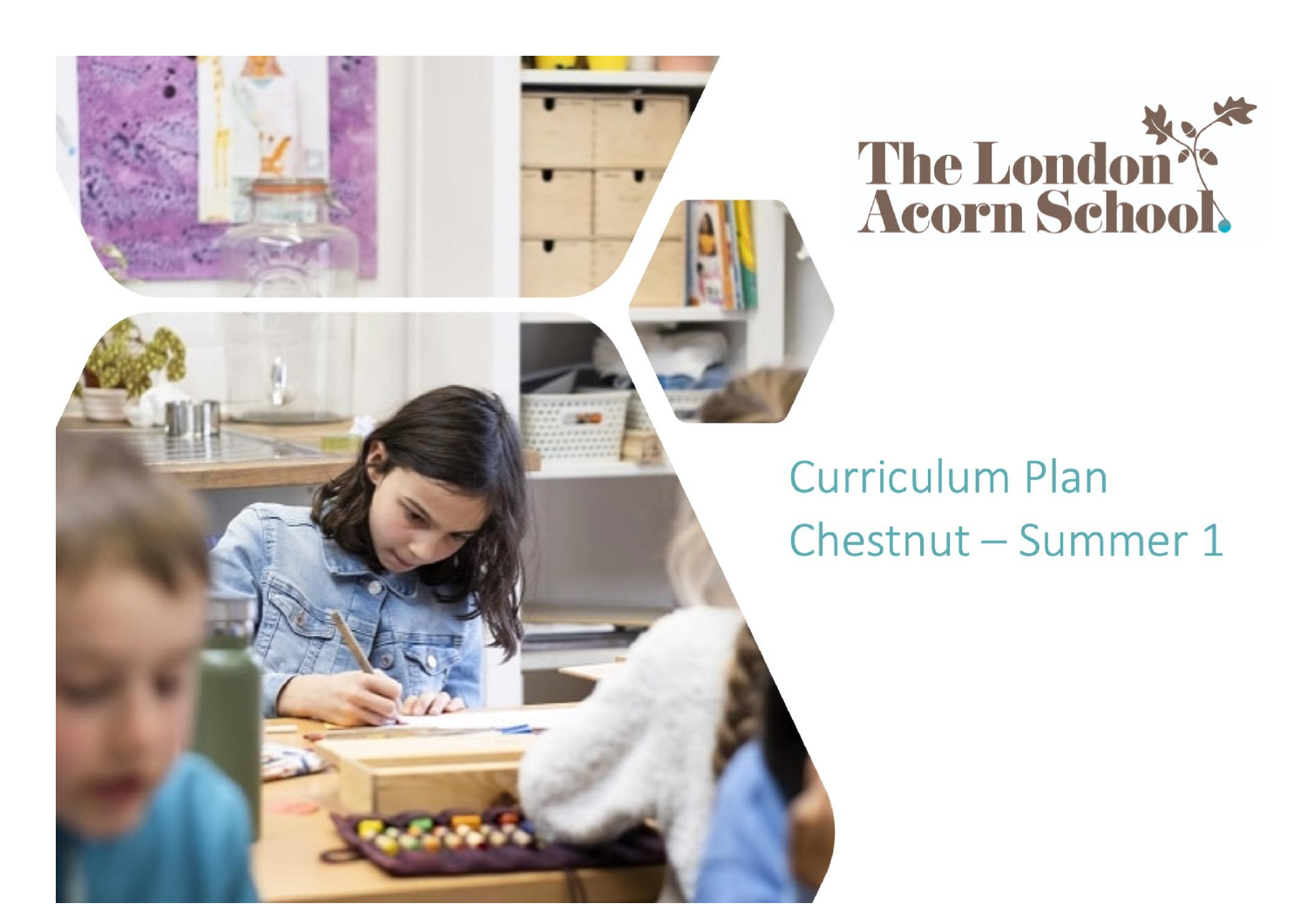The London Acorn School

# Curriculum Plan
# Chestnut – Summer 1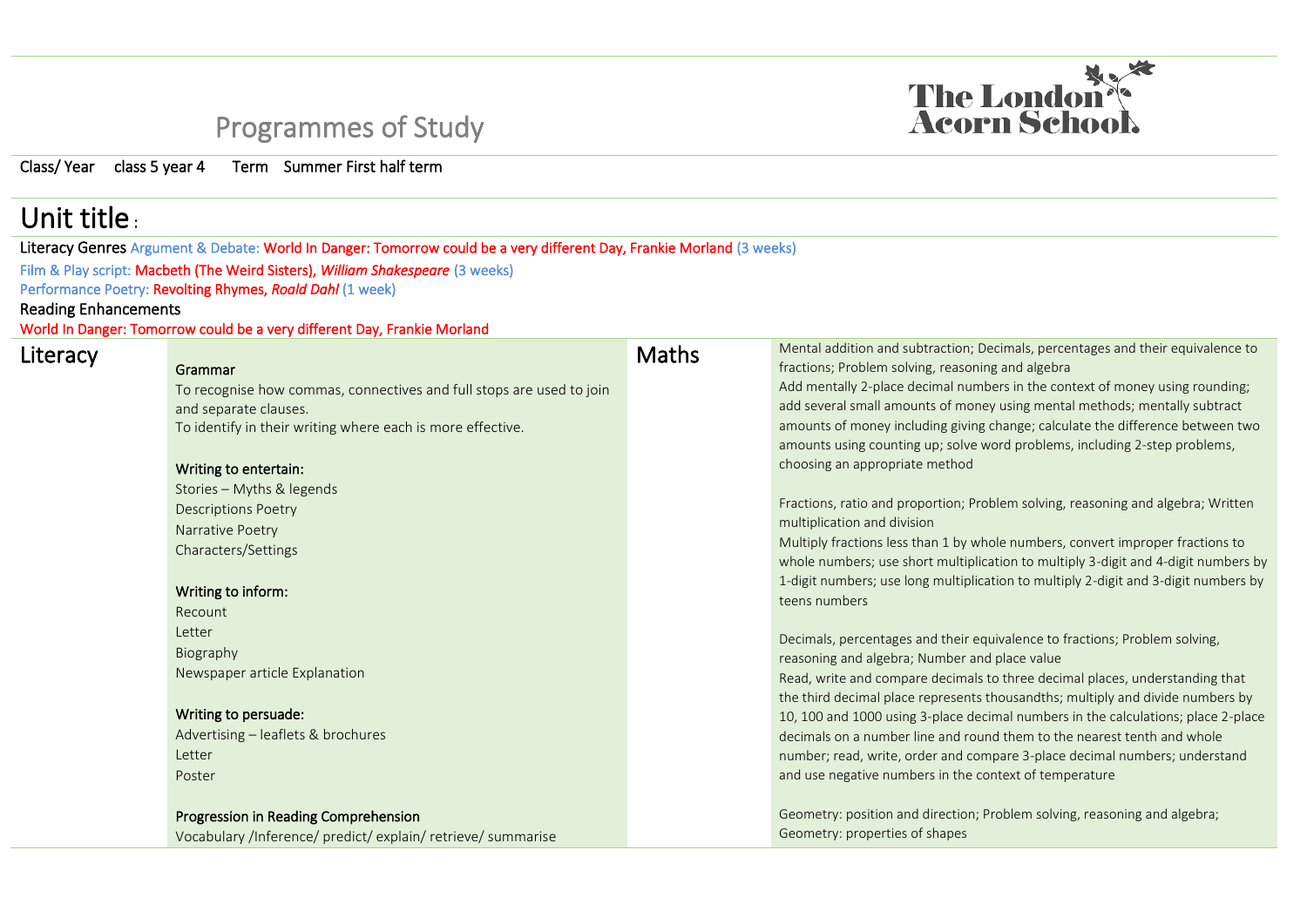# Programmes of Study

The London Acorn School

Class/ Year class 5 year 4 Term Summer First half term

## Unit title :

Literacy Genres Argument & Debate: World In Danger: Tomorrow could be a very different Day, Frankie Morland (3 weeks)

Film & Play script: Macbeth (The Weird Sisters), *William Shakespeare* (3 weeks)

Performance Poetry: Revolting Rhymes, *Roald Dahl* (1 week)

Reading Enhancements

World In Danger: Tomorrow could be a very different Day, Frankie Morland

| Literacy | | Maths | |
|---|---|---|---|
| | **Grammar**<br>To recognise how commas, connectives and full stops are used to join and separate clauses.<br>To identify in their writing where each is more effective.<br><br>**Writing to entertain:**<br>Stories – Myths & legends<br>Descriptions Poetry<br>Narrative Poetry<br>Characters/Settings<br><br>**Writing to inform:**<br>Recount<br>Letter<br>Biography<br>Newspaper article Explanation<br><br>**Writing to persuade:**<br>Advertising – leaflets & brochures<br>Letter<br>Poster<br><br>**Progression in Reading Comprehension**<br>Vocabulary /Inference/ predict/ explain/ retrieve/ summarise | | Mental addition and subtraction; Decimals, percentages and their equivalence to fractions; Problem solving, reasoning and algebra<br>Add mentally 2-place decimal numbers in the context of money using rounding; add several small amounts of money using mental methods; mentally subtract amounts of money including giving change; calculate the difference between two amounts using counting up; solve word problems, including 2-step problems, choosing an appropriate method<br><br>Fractions, ratio and proportion; Problem solving, reasoning and algebra; Written multiplication and division<br>Multiply fractions less than 1 by whole numbers, convert improper fractions to whole numbers; use short multiplication to multiply 3-digit and 4-digit numbers by 1-digit numbers; use long multiplication to multiply 2-digit and 3-digit numbers by teens numbers<br><br>Decimals, percentages and their equivalence to fractions; Problem solving, reasoning and algebra; Number and place value<br>Read, write and compare decimals to three decimal places, understanding that the third decimal place represents thousandths; multiply and divide numbers by 10, 100 and 1000 using 3-place decimal numbers in the calculations; place 2-place decimals on a number line and round them to the nearest tenth and whole number; read, write, order and compare 3-place decimal numbers; understand and use negative numbers in the context of temperature<br><br>Geometry: position and direction; Problem solving, reasoning and algebra; Geometry: properties of shapes |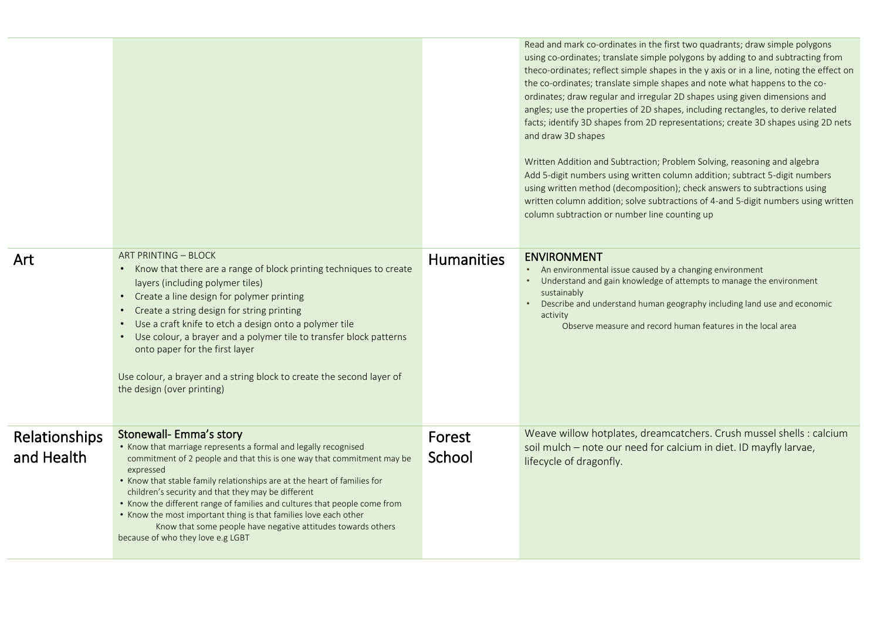| | | | |
|---|---|---|---|
| | | | Read and mark co-ordinates in the first two quadrants; draw simple polygons using co-ordinates; translate simple polygons by adding to and subtracting from theco-ordinates; reflect simple shapes in the y axis or in a line, noting the effect on the co-ordinates; translate simple shapes and note what happens to the co-ordinates; draw regular and irregular 2D shapes using given dimensions and angles; use the properties of 2D shapes, including rectangles, to derive related facts; identify 3D shapes from 2D representations; create 3D shapes using 2D nets and draw 3D shapes<br><br>Written Addition and Subtraction; Problem Solving, reasoning and algebra<br>Add 5-digit numbers using written column addition; subtract 5-digit numbers using written method (decomposition); check answers to subtractions using written column addition; solve subtractions of 4-and 5-digit numbers using written column subtraction or number line counting up |
| Art | ART PRINTING – BLOCK<br>• Know that there are a range of block printing techniques to create layers (including polymer tiles)<br>• Create a line design for polymer printing<br>• Create a string design for string printing<br>• Use a craft knife to etch a design onto a polymer tile<br>• Use colour, a brayer and a polymer tile to transfer block patterns onto paper for the first layer<br><br>Use colour, a brayer and a string block to create the second layer of the design (over printing) | Humanities | ENVIRONMENT<br>• An environmental issue caused by a changing environment<br>• Understand and gain knowledge of attempts to manage the environment sustainably<br>• Describe and understand human geography including land use and economic activity<br>Observe measure and record human features in the local area |
| Relationships and Health | Stonewall- Emma's story<br>• Know that marriage represents a formal and legally recognised commitment of 2 people and that this is one way that commitment may be expressed<br>• Know that stable family relationships are at the heart of families for children's security and that they may be different<br>• Know the different range of families and cultures that people come from<br>• Know the most important thing is that families love each other<br>Know that some people have negative attitudes towards others because of who they love e.g LGBT | Forest School | Weave willow hotplates, dreamcatchers. Crush mussel shells : calcium soil mulch – note our need for calcium in diet. ID mayfly larvae, lifecycle of dragonfly. |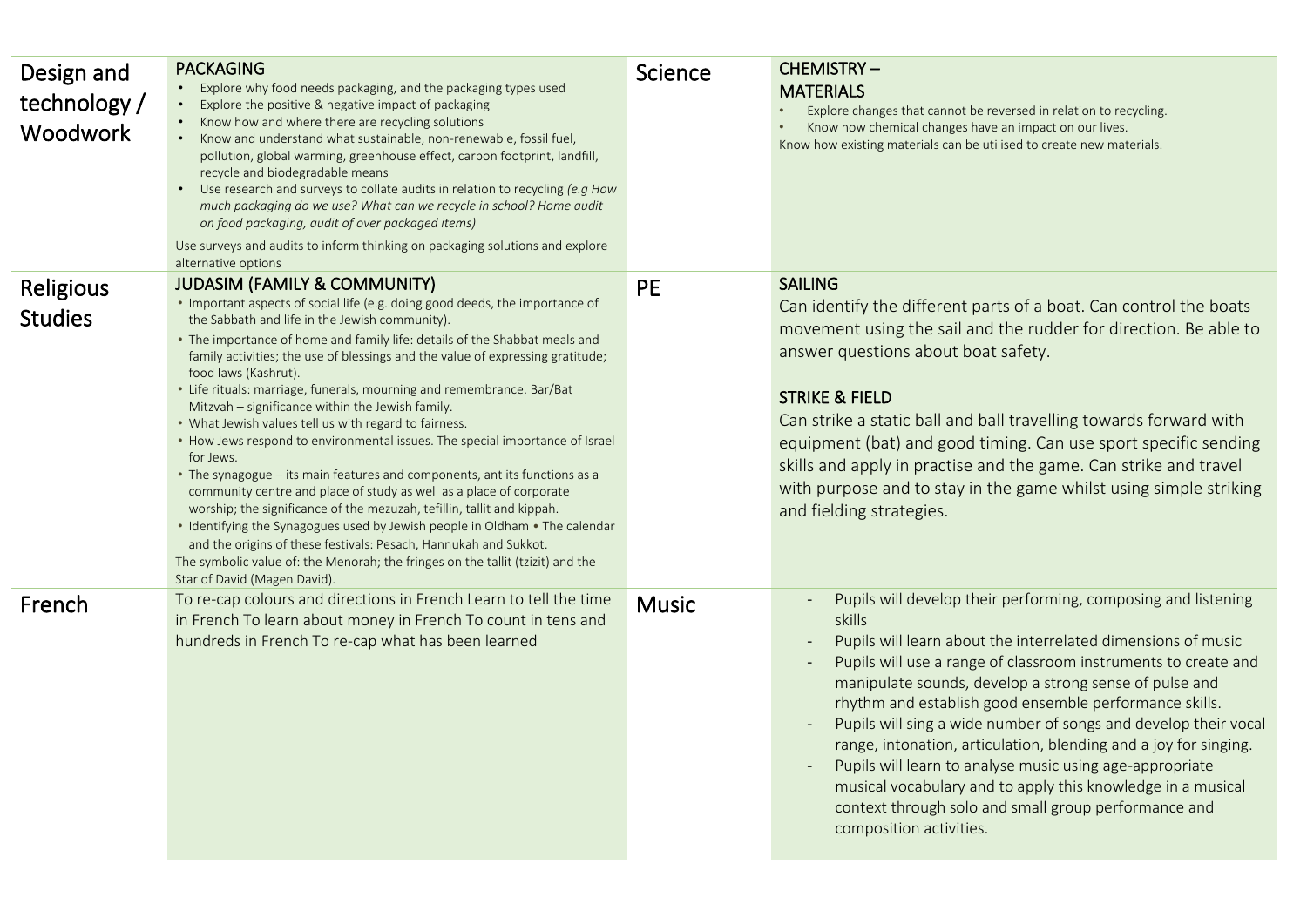| | | | |
|---|---|---|---|
| Design and technology / Woodwork | **PACKAGING**<br>• Explore why food needs packaging, and the packaging types used<br>• Explore the positive & negative impact of packaging<br>• Know how and where there are recycling solutions<br>• Know and understand what sustainable, non-renewable, fossil fuel, pollution, global warming, greenhouse effect, carbon footprint, landfill, recycle and biodegradable means<br>• Use research and surveys to collate audits in relation to recycling *(e.g How much packaging do we use? What can we recycle in school? Home audit on food packaging, audit of over packaged items)*<br>Use surveys and audits to inform thinking on packaging solutions and explore alternative options | Science | **CHEMISTRY – MATERIALS**<br>• Explore changes that cannot be reversed in relation to recycling.<br>• Know how chemical changes have an impact on our lives.<br>Know how existing materials can be utilised to create new materials. |
| Religious Studies | **JUDASIM (FAMILY & COMMUNITY)**<br>• Important aspects of social life (e.g. doing good deeds, the importance of the Sabbath and life in the Jewish community).<br>• The importance of home and family life: details of the Shabbat meals and family activities; the use of blessings and the value of expressing gratitude; food laws (Kashrut).<br>• Life rituals: marriage, funerals, mourning and remembrance. Bar/Bat Mitzvah – significance within the Jewish family.<br>• What Jewish values tell us with regard to fairness.<br>• How Jews respond to environmental issues. The special importance of Israel for Jews.<br>• The synagogue – its main features and components, ant its functions as a community centre and place of study as well as a place of corporate worship; the significance of the mezuzah, tefillin, tallit and kippah.<br>• Identifying the Synagogues used by Jewish people in Oldham • The calendar and the origins of these festivals: Pesach, Hannukah and Sukkot.<br>The symbolic value of: the Menorah; the fringes on the tallit (tzizit) and the Star of David (Magen David). | PE | **SAILING**<br>Can identify the different parts of a boat. Can control the boats movement using the sail and the rudder for direction. Be able to answer questions about boat safety.<br><br>**STRIKE & FIELD**<br>Can strike a static ball and ball travelling towards forward with equipment (bat) and good timing. Can use sport specific sending skills and apply in practise and the game. Can strike and travel with purpose and to stay in the game whilst using simple striking and fielding strategies. |
| French | To re-cap colours and directions in French Learn to tell the time in French To learn about money in French To count in tens and hundreds in French To re-cap what has been learned | Music | - Pupils will develop their performing, composing and listening skills<br>- Pupils will learn about the interrelated dimensions of music<br>- Pupils will use a range of classroom instruments to create and manipulate sounds, develop a strong sense of pulse and rhythm and establish good ensemble performance skills.<br>- Pupils will sing a wide number of songs and develop their vocal range, intonation, articulation, blending and a joy for singing.<br>- Pupils will learn to analyse music using age-appropriate musical vocabulary and to apply this knowledge in a musical context through solo and small group performance and composition activities. |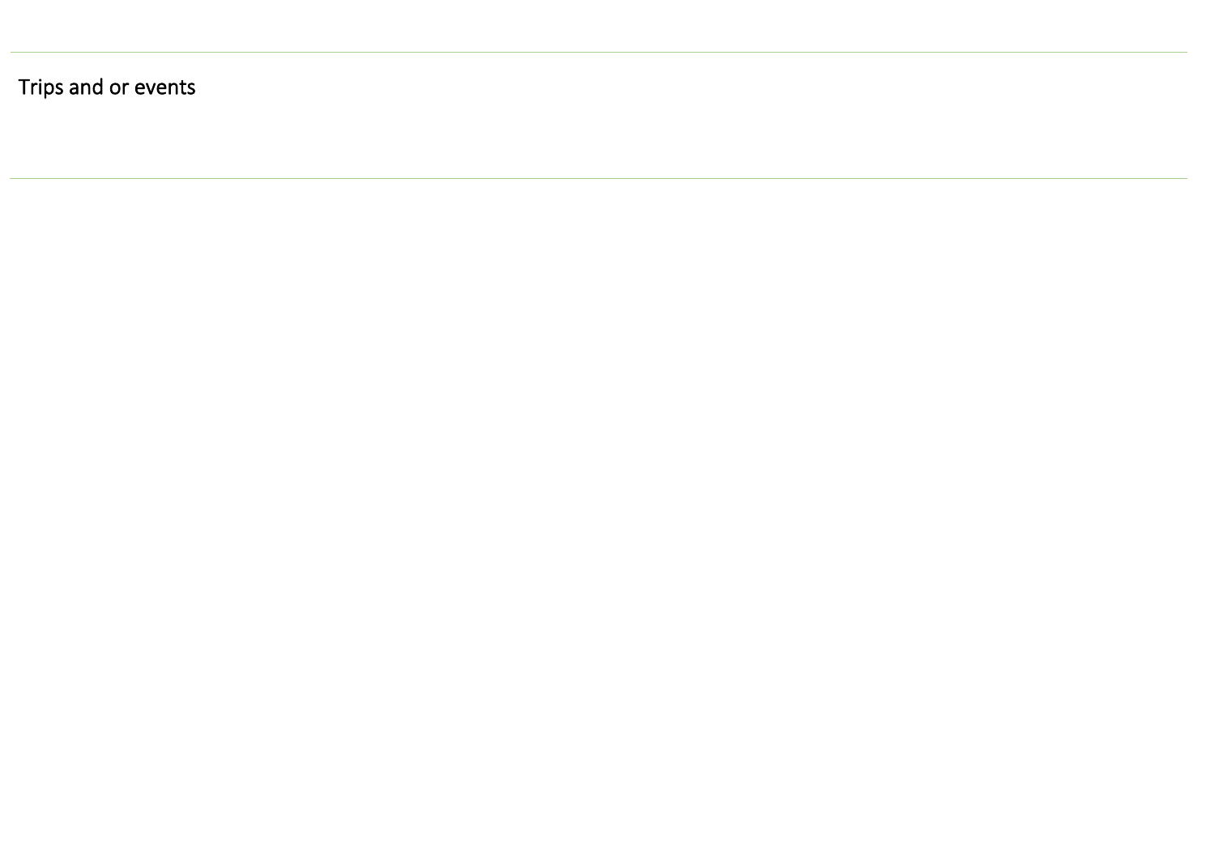Trips and or events